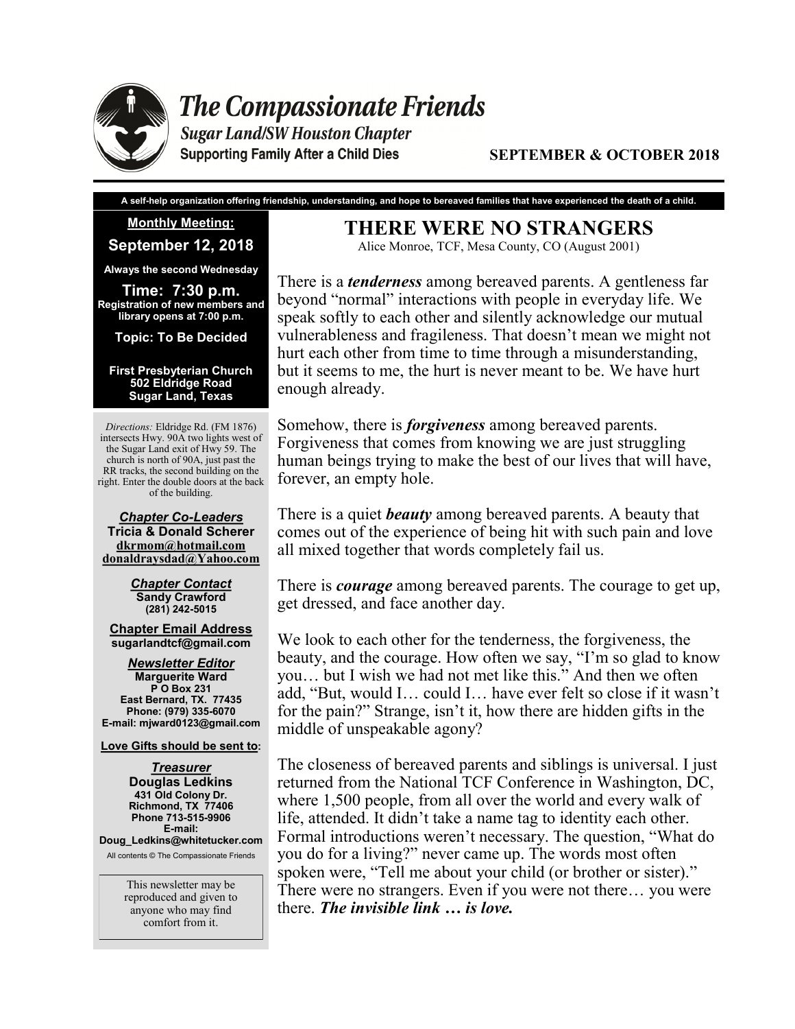# The Compassionate Friends

**Sugar Land/SW Houston Chapter**

**Supporting Family After a Child Dies**

**SEPTEMBER & OCTOBER 2018**

**A self-help organization offering friendship, understanding, and hope to bereaved families that have experienced the death of a child.**

**Monthly Meeting:**

**September 12, 2018**

**Always the second Wednesday**

**Time: 7:30 p.m.**
**Registration of new members and library opens at 7:00 p.m.**

**Topic: To Be Decided**

**First Presbyterian Church**
**502 Eldridge Road**
**Sugar Land, Texas**

*Directions:* Eldridge Rd. (FM 1876) intersects Hwy. 90A two lights west of the Sugar Land exit of Hwy 59. The church is north of 90A, just past the RR tracks, the second building on the right. Enter the double doors at the back of the building.

***Chapter Co-Leaders***
**Tricia & Donald Scherer**
**dkrmom@hotmail.com**
**donaldraysdad@Yahoo.com**

***Chapter Contact***
**Sandy Crawford**
**(281) 242-5015**

**Chapter Email Address**
**sugarlandtcf@gmail.com**

***Newsletter Editor***
**Marguerite Ward**
**P O Box 231**
**East Bernard, TX. 77435**
**Phone: (979) 335-6070**
**E-mail: mjward0123@gmail.com**

**Love Gifts should be sent to:**

***Treasurer***
**Douglas Ledkins**
**431 Old Colony Dr.**
**Richmond, TX 77406**
**Phone 713-515-9906**
**E-mail:**
**Doug_Ledkins@whitetucker.com**

All contents © The Compassionate Friends

This newsletter may be reproduced and given to anyone who may find comfort from it.

## THERE WERE NO STRANGERS

Alice Monroe, TCF, Mesa County, CO (August 2001)

There is a ***tenderness*** among bereaved parents. A gentleness far beyond "normal" interactions with people in everyday life. We speak softly to each other and silently acknowledge our mutual vulnerableness and fragileness. That doesn't mean we might not hurt each other from time to time through a misunderstanding, but it seems to me, the hurt is never meant to be. We have hurt enough already.

Somehow, there is ***forgiveness*** among bereaved parents. Forgiveness that comes from knowing we are just struggling human beings trying to make the best of our lives that will have, forever, an empty hole.

There is a quiet ***beauty*** among bereaved parents. A beauty that comes out of the experience of being hit with such pain and love all mixed together that words completely fail us.

There is ***courage*** among bereaved parents. The courage to get up, get dressed, and face another day.

We look to each other for the tenderness, the forgiveness, the beauty, and the courage. How often we say, "I'm so glad to know you… but I wish we had not met like this." And then we often add, "But, would I… could I… have ever felt so close if it wasn't for the pain?" Strange, isn't it, how there are hidden gifts in the middle of unspeakable agony?

The closeness of bereaved parents and siblings is universal. I just returned from the National TCF Conference in Washington, DC, where 1,500 people, from all over the world and every walk of life, attended. It didn't take a name tag to identity each other. Formal introductions weren't necessary. The question, "What do you do for a living?" never came up. The words most often spoken were, "Tell me about your child (or brother or sister)." There were no strangers. Even if you were not there… you were there. ***The invisible link … is love.***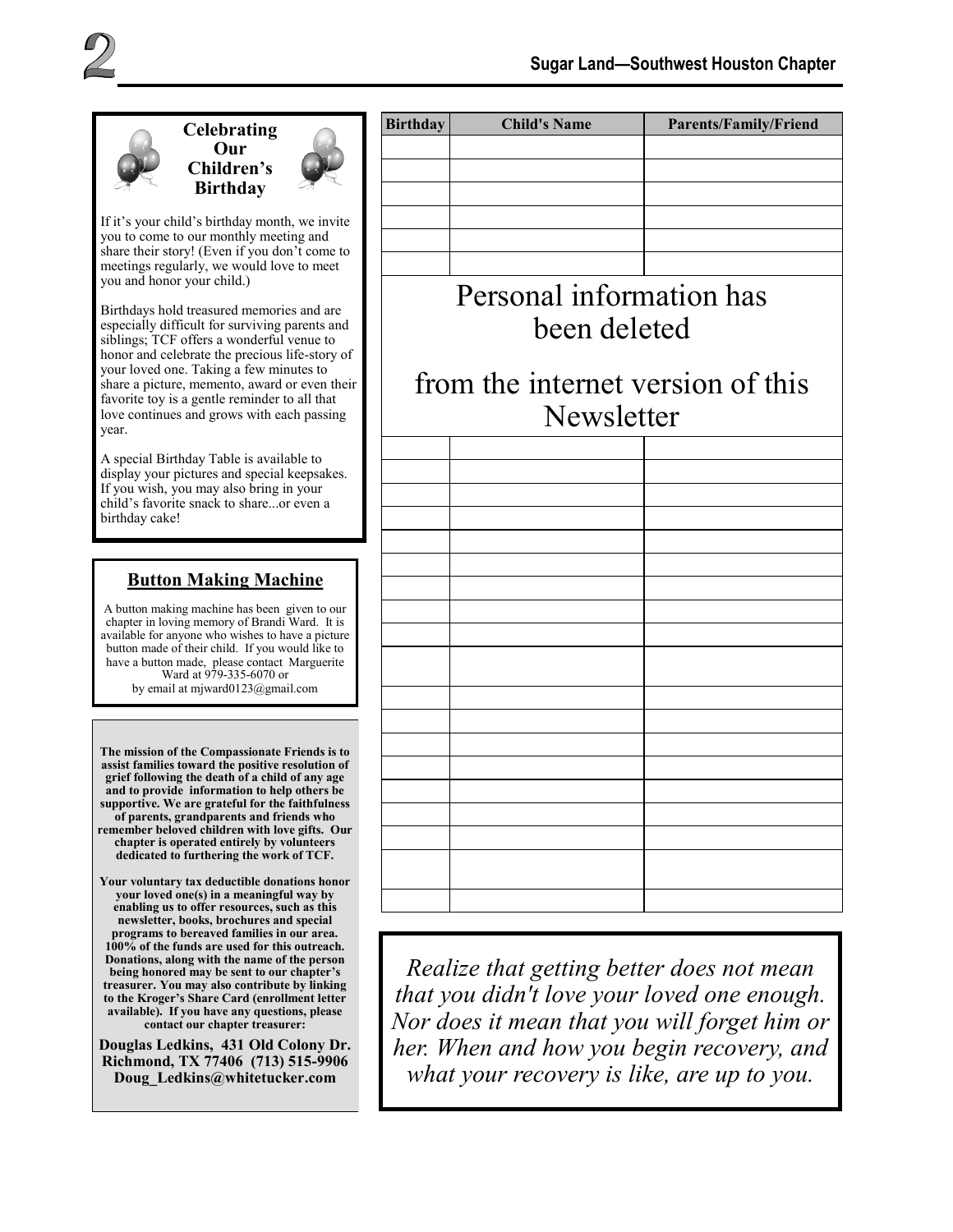## Celebrating Our Children's Birthday

If it's your child's birthday month, we invite you to come to our monthly meeting and share their story! (Even if you don't come to meetings regularly, we would love to meet you and honor your child.)

Birthdays hold treasured memories and are especially difficult for surviving parents and siblings; TCF offers a wonderful venue to honor and celebrate the precious life-story of your loved one. Taking a few minutes to share a picture, memento, award or even their favorite toy is a gentle reminder to all that love continues and grows with each passing year.

A special Birthday Table is available to display your pictures and special keepsakes. If you wish, you may also bring in your child's favorite snack to share...or even a birthday cake!

## Button Making Machine

A button making machine has been given to our chapter in loving memory of Brandi Ward. It is available for anyone who wishes to have a picture button made of their child. If you would like to have a button made, please contact Marguerite Ward at 979-335-6070 or by email at mjward0123@gmail.com

**The mission of the Compassionate Friends is to assist families toward the positive resolution of grief following the death of a child of any age and to provide information to help others be supportive. We are grateful for the faithfulness of parents, grandparents and friends who remember beloved children with love gifts. Our chapter is operated entirely by volunteers dedicated to furthering the work of TCF.**

**Your voluntary tax deductible donations honor your loved one(s) in a meaningful way by enabling us to offer resources, such as this newsletter, books, brochures and special programs to bereaved families in our area. 100% of the funds are used for this outreach. Donations, along with the name of the person being honored may be sent to our chapter's treasurer. You may also contribute by linking to the Kroger's Share Card (enrollment letter available). If you have any questions, please contact our chapter treasurer:**

**Douglas Ledkins, 431 Old Colony Dr. Richmond, TX 77406 (713) 515-9906 Doug_Ledkins@whitetucker.com**

| Birthday | Child's Name | Parents/Family/Friend |
|---|---|---|
| | | |
| | | |
| | | |
| | | |
| | | |
| | | |

Personal information has been deleted

from the internet version of this Newsletter

*Realize that getting better does not mean that you didn't love your loved one enough. Nor does it mean that you will forget him or her. When and how you begin recovery, and what your recovery is like, are up to you.*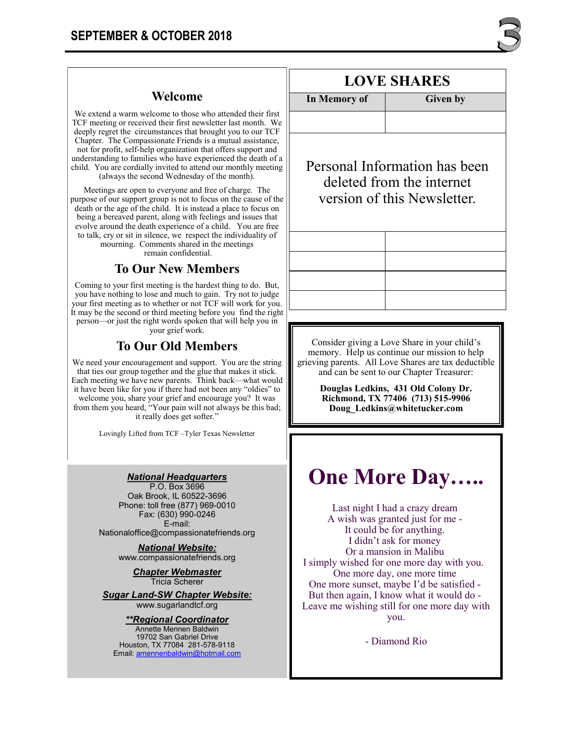## Welcome

We extend a warm welcome to those who attended their first TCF meeting or received their first newsletter last month. We deeply regret the circumstances that brought you to our TCF Chapter. The Compassionate Friends is a mutual assistance, not for profit, self-help organization that offers support and understanding to families who have experienced the death of a child. You are cordially invited to attend our monthly meeting (always the second Wednesday of the month).

Meetings are open to everyone and free of charge. The purpose of our support group is not to focus on the cause of the death or the age of the child. It is instead a place to focus on being a bereaved parent, along with feelings and issues that evolve around the death experience of a child. You are free to talk, cry or sit in silence, we respect the individuality of mourning. Comments shared in the meetings remain confidential.

## To Our New Members

Coming to your first meeting is the hardest thing to do. But, you have nothing to lose and much to gain. Try not to judge your first meeting as to whether or not TCF will work for you. It may be the second or third meeting before you find the right person—or just the right words spoken that will help you in your grief work.

## To Our Old Members

We need your encouragement and support. You are the string that ties our group together and the glue that makes it stick. Each meeting we have new parents. Think back—what would it have been like for you if there had not been any "oldies" to welcome you, share your grief and encourage you? It was from them you heard, "Your pain will not always be this bad; it really does get softer."

Lovingly Lifted from TCF –Tyler Texas Newsletter

***National Headquarters***
P.O. Box 3696
Oak Brook, IL 60522-3696
Phone: toll free (877) 969-0010
Fax: (630) 990-0246
E-mail:
Nationaloffice@compassionatefriends.org

***National Website:***
www.compassionatefriends.org

***Chapter Webmaster***
Tricia Scherer

***Sugar Land-SW Chapter Website:***
www.sugarlandtcf.org

***\*\*Regional Coordinator***
Annette Mennen Baldwin
19702 San Gabriel Drive
Houston, TX 77084 281-578-9118
Email: amennenbaldwin@hotmail.com

## LOVE SHARES

| In Memory of | Given by |
|---|---|
| | |

Personal Information has been deleted from the internet version of this Newsletter.

| | |
|---|---|
| | |
| | |
| | |
| | |

Consider giving a Love Share in your child's memory. Help us continue our mission to help grieving parents. All Love Shares are tax deductible and can be sent to our Chapter Treasurer:

**Douglas Ledkins, 431 Old Colony Dr.**
**Richmond, TX 77406 (713) 515-9906**
**Doug_Ledkins@whitetucker.com**

# One More Day…..

Last night I had a crazy dream
A wish was granted just for me -
It could be for anything.
I didn't ask for money
Or a mansion in Malibu
I simply wished for one more day with you.
One more day, one more time
One more sunset, maybe I'd be satisfied -
But then again, I know what it would do -
Leave me wishing still for one more day with you.

- Diamond Rio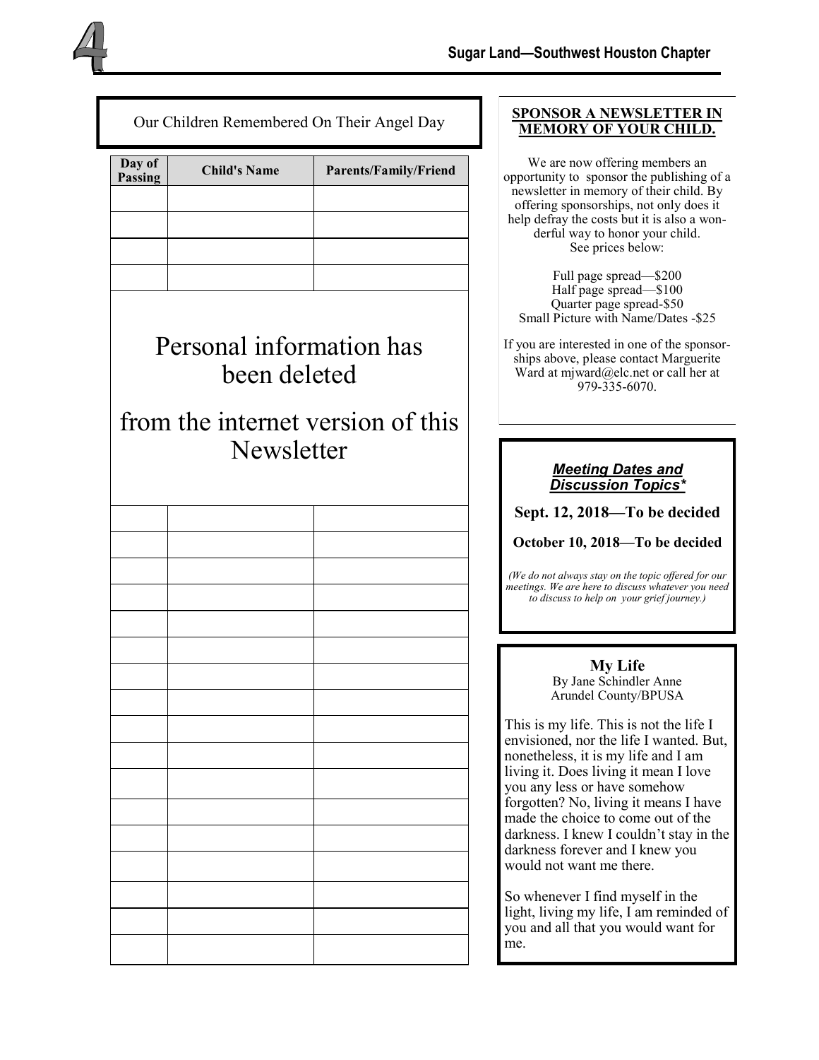## Our Children Remembered On Their Angel Day

| Day of Passing | Child's Name | Parents/Family/Friend |
|---|---|---|
| | | |
| | | |
| | | |
| | | |

Personal information has been deleted

from the internet version of this Newsletter

| Day of Passing | Child's Name | Parents/Family/Friend |
|---|---|---|
| | | |
| | | |
| | | |
| | | |
| | | |
| | | |
| | | |
| | | |
| | | |
| | | |
| | | |
| | | |
| | | |
| | | |
| | | |
| | | |
| | | |

## SPONSOR A NEWSLETTER IN MEMORY OF YOUR CHILD.

We are now offering members an opportunity to sponsor the publishing of a newsletter in memory of their child. By offering sponsorships, not only does it help defray the costs but it is also a wonderful way to honor your child. See prices below:

Full page spread—$200
Half page spread—$100
Quarter page spread-$50
Small Picture with Name/Dates -$25

If you are interested in one of the sponsorships above, please contact Marguerite Ward at mjward@elc.net or call her at 979-335-6070.

## *Meeting Dates and Discussion Topics**

**Sept. 12, 2018—To be decided**

**October 10, 2018—To be decided**

*(We do not always stay on the topic offered for our meetings. We are here to discuss whatever you need to discuss to help on your grief journey.)*

## My Life

By Jane Schindler Anne Arundel County/BPUSA

This is my life. This is not the life I envisioned, nor the life I wanted. But, nonetheless, it is my life and I am living it. Does living it mean I love you any less or have somehow forgotten? No, living it means I have made the choice to come out of the darkness. I knew I couldn't stay in the darkness forever and I knew you would not want me there.

So whenever I find myself in the light, living my life, I am reminded of you and all that you would want for me.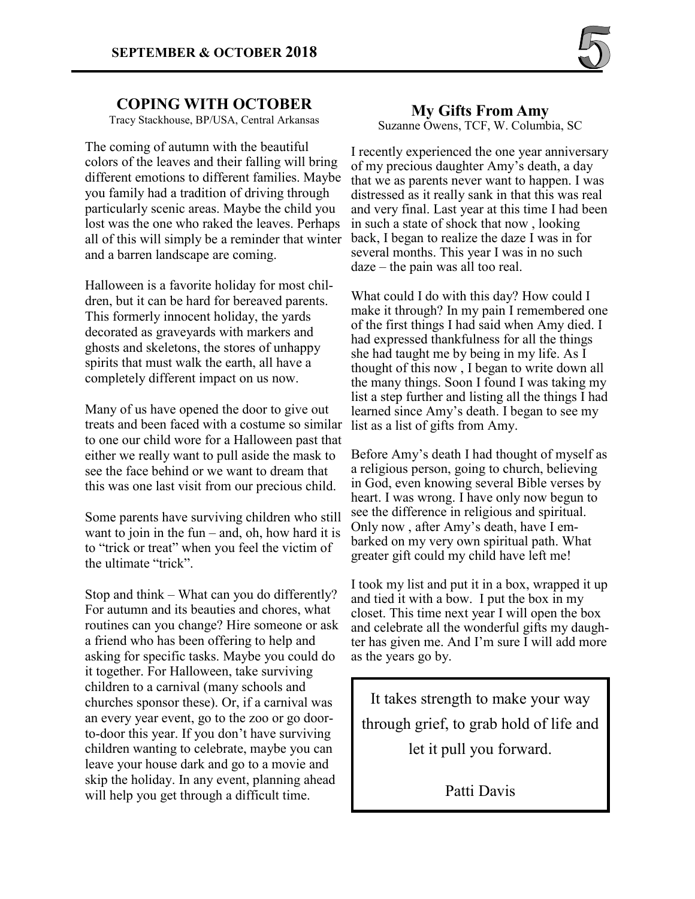## COPING WITH OCTOBER

Tracy Stackhouse, BP/USA, Central Arkansas

The coming of autumn with the beautiful colors of the leaves and their falling will bring different emotions to different families. Maybe you family had a tradition of driving through particularly scenic areas. Maybe the child you lost was the one who raked the leaves. Perhaps all of this will simply be a reminder that winter and a barren landscape are coming.

Halloween is a favorite holiday for most children, but it can be hard for bereaved parents. This formerly innocent holiday, the yards decorated as graveyards with markers and ghosts and skeletons, the stores of unhappy spirits that must walk the earth, all have a completely different impact on us now.

Many of us have opened the door to give out treats and been faced with a costume so similar to one our child wore for a Halloween past that either we really want to pull aside the mask to see the face behind or we want to dream that this was one last visit from our precious child.

Some parents have surviving children who still want to join in the fun – and, oh, how hard it is to "trick or treat" when you feel the victim of the ultimate "trick".

Stop and think – What can you do differently? For autumn and its beauties and chores, what routines can you change? Hire someone or ask a friend who has been offering to help and asking for specific tasks. Maybe you could do it together. For Halloween, take surviving children to a carnival (many schools and churches sponsor these). Or, if a carnival was an every year event, go to the zoo or go door-to-door this year. If you don't have surviving children wanting to celebrate, maybe you can leave your house dark and go to a movie and skip the holiday. In any event, planning ahead will help you get through a difficult time.

## My Gifts From Amy

Suzanne Owens, TCF, W. Columbia, SC

I recently experienced the one year anniversary of my precious daughter Amy's death, a day that we as parents never want to happen. I was distressed as it really sank in that this was real and very final. Last year at this time I had been in such a state of shock that now , looking back, I began to realize the daze I was in for several months. This year I was in no such daze – the pain was all too real.

What could I do with this day? How could I make it through? In my pain I remembered one of the first things I had said when Amy died. I had expressed thankfulness for all the things she had taught me by being in my life. As I thought of this now , I began to write down all the many things. Soon I found I was taking my list a step further and listing all the things I had learned since Amy's death. I began to see my list as a list of gifts from Amy.

Before Amy's death I had thought of myself as a religious person, going to church, believing in God, even knowing several Bible verses by heart. I was wrong. I have only now begun to see the difference in religious and spiritual. Only now , after Amy's death, have I embarked on my very own spiritual path. What greater gift could my child have left me!

I took my list and put it in a box, wrapped it up and tied it with a bow. I put the box in my closet. This time next year I will open the box and celebrate all the wonderful gifts my daughter has given me. And I'm sure I will add more as the years go by.

> It takes strength to make your way through grief, to grab hold of life and let it pull you forward.
>
> Patti Davis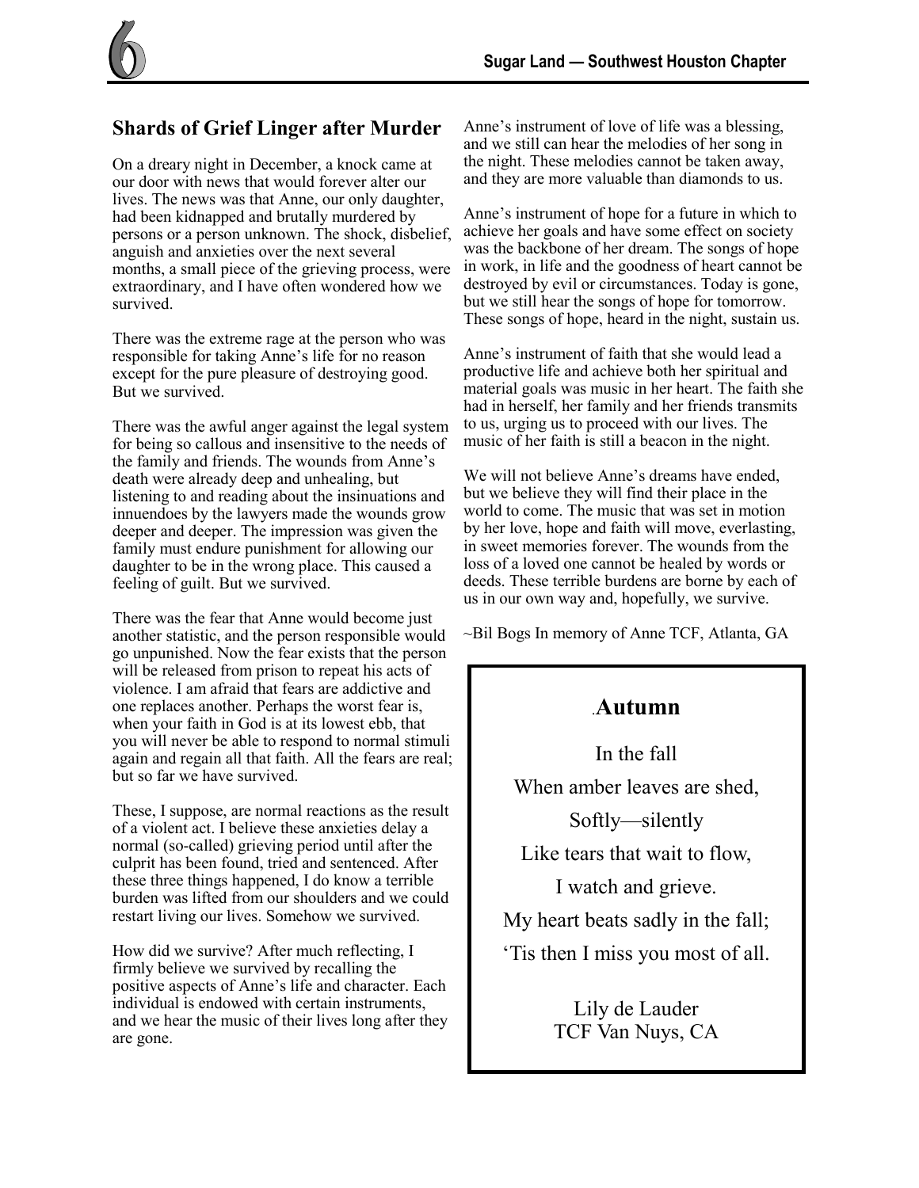## Shards of Grief Linger after Murder

On a dreary night in December, a knock came at our door with news that would forever alter our lives. The news was that Anne, our only daughter, had been kidnapped and brutally murdered by persons or a person unknown. The shock, disbelief, anguish and anxieties over the next several months, a small piece of the grieving process, were extraordinary, and I have often wondered how we survived.

There was the extreme rage at the person who was responsible for taking Anne's life for no reason except for the pure pleasure of destroying good. But we survived.

There was the awful anger against the legal system for being so callous and insensitive to the needs of the family and friends. The wounds from Anne's death were already deep and unhealing, but listening to and reading about the insinuations and innuendoes by the lawyers made the wounds grow deeper and deeper. The impression was given the family must endure punishment for allowing our daughter to be in the wrong place. This caused a feeling of guilt. But we survived.

There was the fear that Anne would become just another statistic, and the person responsible would go unpunished. Now the fear exists that the person will be released from prison to repeat his acts of violence. I am afraid that fears are addictive and one replaces another. Perhaps the worst fear is, when your faith in God is at its lowest ebb, that you will never be able to respond to normal stimuli again and regain all that faith. All the fears are real; but so far we have survived.

These, I suppose, are normal reactions as the result of a violent act. I believe these anxieties delay a normal (so-called) grieving period until after the culprit has been found, tried and sentenced. After these three things happened, I do know a terrible burden was lifted from our shoulders and we could restart living our lives. Somehow we survived.

How did we survive? After much reflecting, I firmly believe we survived by recalling the positive aspects of Anne's life and character. Each individual is endowed with certain instruments, and we hear the music of their lives long after they are gone.

Anne's instrument of love of life was a blessing, and we still can hear the melodies of her song in the night. These melodies cannot be taken away, and they are more valuable than diamonds to us.

Anne's instrument of hope for a future in which to achieve her goals and have some effect on society was the backbone of her dream. The songs of hope in work, in life and the goodness of heart cannot be destroyed by evil or circumstances. Today is gone, but we still hear the songs of hope for tomorrow. These songs of hope, heard in the night, sustain us.

Anne's instrument of faith that she would lead a productive life and achieve both her spiritual and material goals was music in her heart. The faith she had in herself, her family and her friends transmits to us, urging us to proceed with our lives. The music of her faith is still a beacon in the night.

We will not believe Anne's dreams have ended, but we believe they will find their place in the world to come. The music that was set in motion by her love, hope and faith will move, everlasting, in sweet memories forever. The wounds from the loss of a loved one cannot be healed by words or deeds. These terrible burdens are borne by each of us in our own way and, hopefully, we survive.

~Bil Bogs In memory of Anne TCF, Atlanta, GA

## Autumn

In the fall

When amber leaves are shed,

Softly—silently

Like tears that wait to flow,

I watch and grieve.

My heart beats sadly in the fall;

'Tis then I miss you most of all.

Lily de Lauder
TCF Van Nuys, CA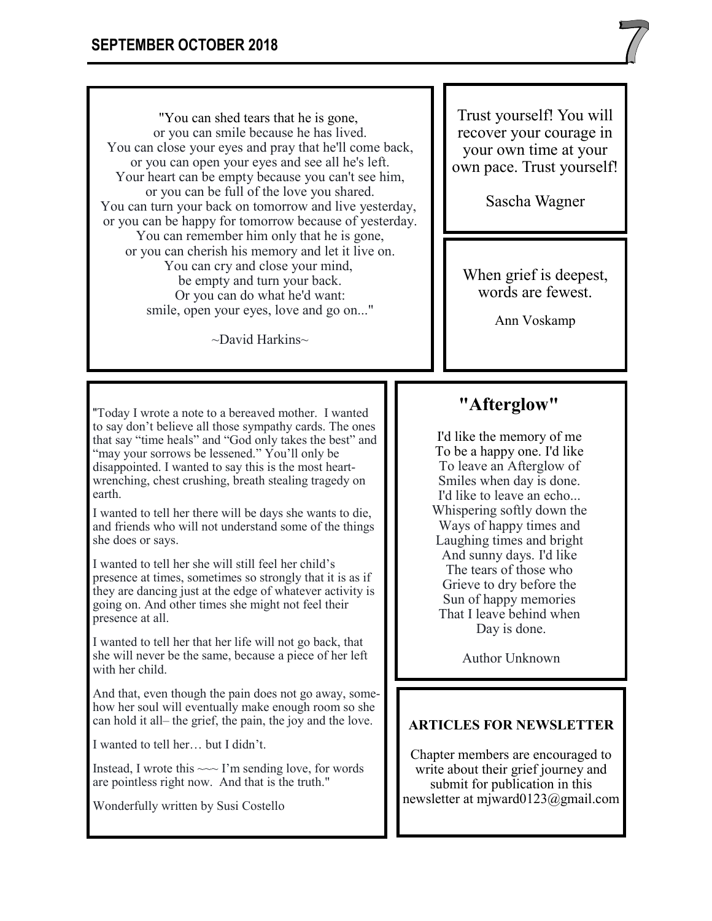"You can shed tears that he is gone,
or you can smile because he has lived.
You can close your eyes and pray that he'll come back,
or you can open your eyes and see all he's left.
Your heart can be empty because you can't see him,
or you can be full of the love you shared.
You can turn your back on tomorrow and live yesterday,
or you can be happy for tomorrow because of yesterday.
You can remember him only that he is gone,
or you can cherish his memory and let it live on.
You can cry and close your mind,
be empty and turn your back.
Or you can do what he'd want:
smile, open your eyes, love and go on..."

~David Harkins~

Trust yourself! You will recover your courage in your own time at your own pace. Trust yourself!

Sascha Wagner

When grief is deepest, words are fewest.

Ann Voskamp

"Today I wrote a note to a bereaved mother. I wanted to say don't believe all those sympathy cards. The ones that say "time heals" and "God only takes the best" and "may your sorrows be lessened." You'll only be disappointed. I wanted to say this is the most heart-wrenching, chest crushing, breath stealing tragedy on earth.

I wanted to tell her there will be days she wants to die, and friends who will not understand some of the things she does or says.

I wanted to tell her she will still feel her child's presence at times, sometimes so strongly that it is as if they are dancing just at the edge of whatever activity is going on. And other times she might not feel their presence at all.

I wanted to tell her that her life will not go back, that she will never be the same, because a piece of her left with her child.

And that, even though the pain does not go away, somehow her soul will eventually make enough room so she can hold it all– the grief, the pain, the joy and the love.

I wanted to tell her… but I didn't.

Instead, I wrote this ~~~ I'm sending love, for words are pointless right now. And that is the truth."

Wonderfully written by Susi Costello

## "Afterglow"

I'd like the memory of me
To be a happy one. I'd like
To leave an Afterglow of
Smiles when day is done.
I'd like to leave an echo...
Whispering softly down the
Ways of happy times and
Laughing times and bright
And sunny days. I'd like
The tears of those who
Grieve to dry before the
Sun of happy memories
That I leave behind when
Day is done.

Author Unknown

**ARTICLES FOR NEWSLETTER**

Chapter members are encouraged to write about their grief journey and submit for publication in this newsletter at mjward0123@gmail.com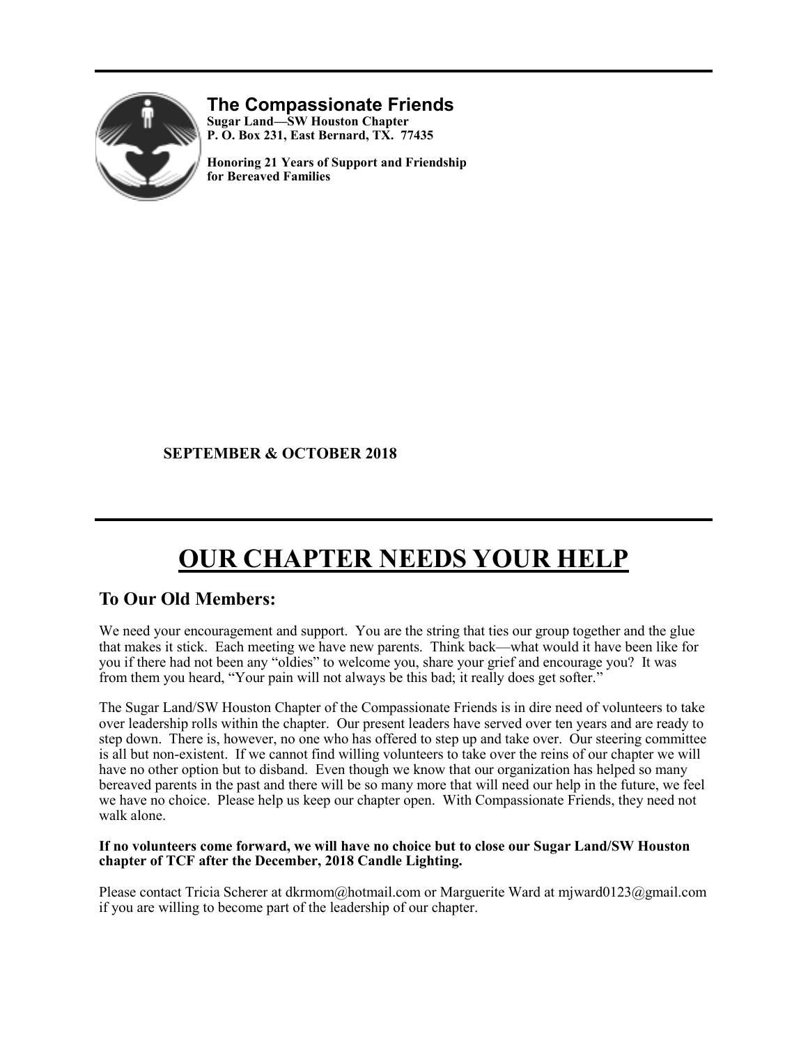**The Compassionate Friends**

**Sugar Land—SW Houston Chapter**
**P. O. Box 231, East Bernard, TX. 77435**

**Honoring 21 Years of Support and Friendship for Bereaved Families**

**SEPTEMBER & OCTOBER 2018**

# OUR CHAPTER NEEDS YOUR HELP

## To Our Old Members:

We need your encouragement and support. You are the string that ties our group together and the glue that makes it stick. Each meeting we have new parents. Think back—what would it have been like for you if there had not been any "oldies" to welcome you, share your grief and encourage you? It was from them you heard, "Your pain will not always be this bad; it really does get softer."

The Sugar Land/SW Houston Chapter of the Compassionate Friends is in dire need of volunteers to take over leadership rolls within the chapter. Our present leaders have served over ten years and are ready to step down. There is, however, no one who has offered to step up and take over. Our steering committee is all but non-existent. If we cannot find willing volunteers to take over the reins of our chapter we will have no other option but to disband. Even though we know that our organization has helped so many bereaved parents in the past and there will be so many more that will need our help in the future, we feel we have no choice. Please help us keep our chapter open. With Compassionate Friends, they need not walk alone.

**If no volunteers come forward, we will have no choice but to close our Sugar Land/SW Houston chapter of TCF after the December, 2018 Candle Lighting.**

Please contact Tricia Scherer at dkrmom@hotmail.com or Marguerite Ward at mjward0123@gmail.com if you are willing to become part of the leadership of our chapter.